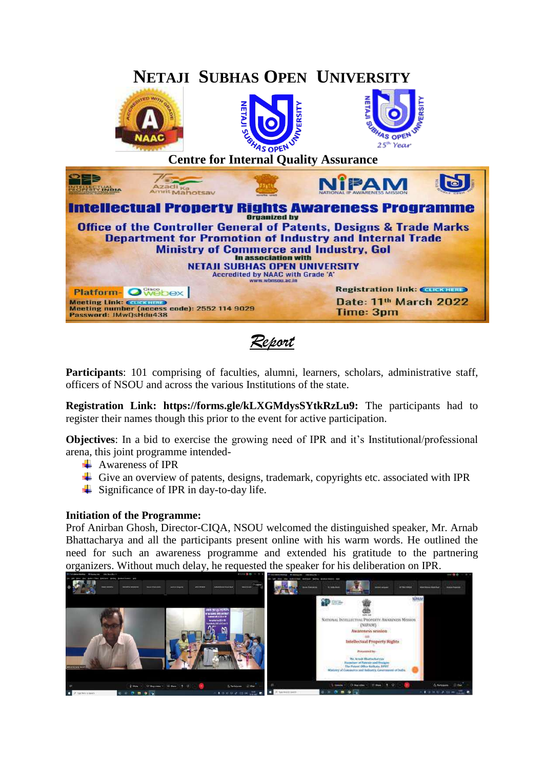# NETAJI SUBHAS OPEN UNIVERSITY

## Centre for Internal Quality Assurance

**Intellectual Property Rights Awareness Programme**

Organized by

Office of the Controller General of Patents, Designs & Trade Marks
Department for Promotion of Industry and Internal Trade
Ministry of Commerce and Industry, GoI

In association with

NETAJI SUBHAS OPEN UNIVERSITY
Accredited by NAAC with Grade 'A'
www.wbnsou.ac.in

Platform- Cisco Webex
Meeting Link: CLICK HERE
Meeting number (access code): 2552 114 9029
Password: JMwQsHdu438

Registration link: CLICK HERE
Date: 11th March 2022
Time: 3pm

## *Report*

**Participants**: 101 comprising of faculties, alumni, learners, scholars, administrative staff, officers of NSOU and across the various Institutions of the state.

**Registration Link: https://forms.gle/kLXGMdysSYtkRzLu9:** The participants had to register their names though this prior to the event for active participation.

**Objectives**: In a bid to exercise the growing need of IPR and it's Institutional/professional arena, this joint programme intended-

- Awareness of IPR
- Give an overview of patents, designs, trademark, copyrights etc. associated with IPR
- Significance of IPR in day-to-day life.

**Initiation of the Programme:**

Prof Anirban Ghosh, Director-CIQA, NSOU welcomed the distinguished speaker, Mr. Arnab Bhattacharya and all the participants present online with his warm words. He outlined the need for such an awareness programme and extended his gratitude to the partnering organizers. Without much delay, he requested the speaker for his deliberation on IPR.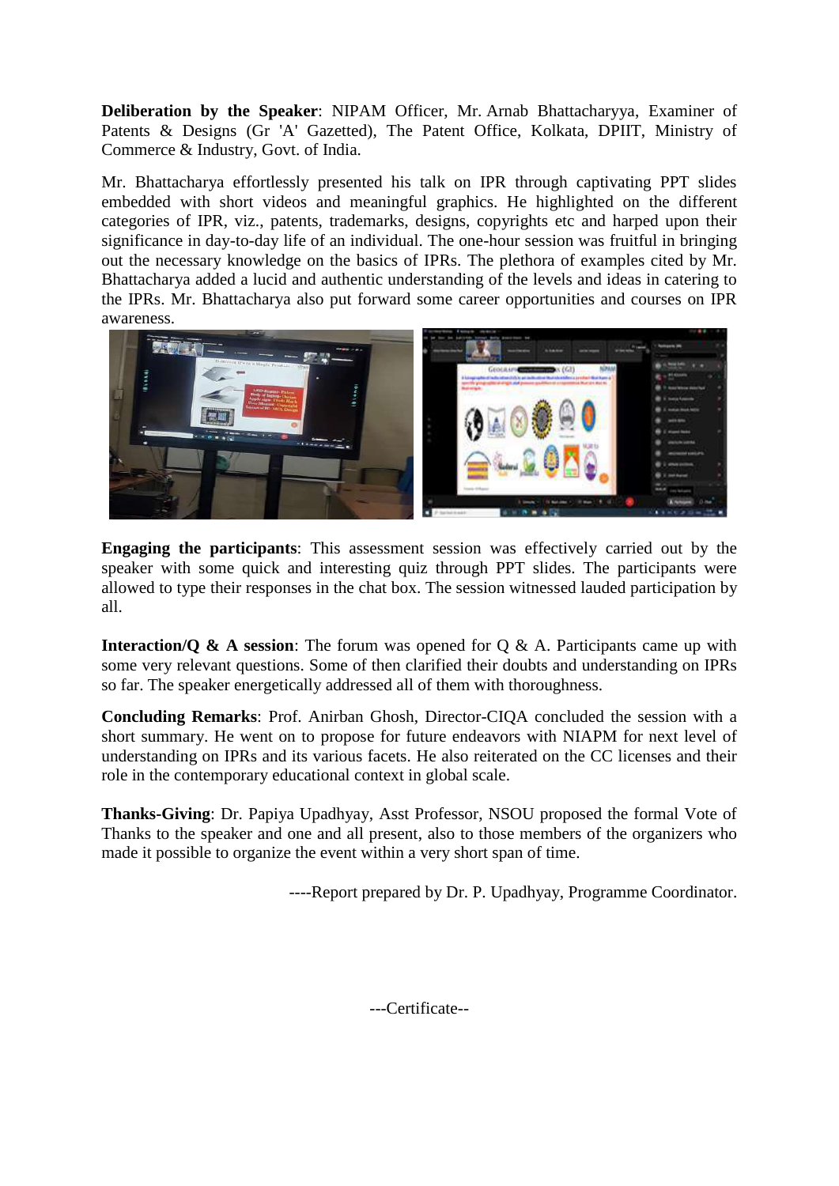**Deliberation by the Speaker**: NIPAM Officer, Mr. Arnab Bhattacharyya, Examiner of Patents & Designs (Gr 'A' Gazetted), The Patent Office, Kolkata, DPIIT, Ministry of Commerce & Industry, Govt. of India.

Mr. Bhattacharya effortlessly presented his talk on IPR through captivating PPT slides embedded with short videos and meaningful graphics. He highlighted on the different categories of IPR, viz., patents, trademarks, designs, copyrights etc and harped upon their significance in day-to-day life of an individual. The one-hour session was fruitful in bringing out the necessary knowledge on the basics of IPRs. The plethora of examples cited by Mr. Bhattacharya added a lucid and authentic understanding of the levels and ideas in catering to the IPRs. Mr. Bhattacharya also put forward some career opportunities and courses on IPR awareness.

**Engaging the participants**: This assessment session was effectively carried out by the speaker with some quick and interesting quiz through PPT slides. The participants were allowed to type their responses in the chat box. The session witnessed lauded participation by all.

**Interaction/Q & A session**: The forum was opened for Q & A. Participants came up with some very relevant questions. Some of then clarified their doubts and understanding on IPRs so far. The speaker energetically addressed all of them with thoroughness.

**Concluding Remarks**: Prof. Anirban Ghosh, Director-CIQA concluded the session with a short summary. He went on to propose for future endeavors with NIAPM for next level of understanding on IPRs and its various facets. He also reiterated on the CC licenses and their role in the contemporary educational context in global scale.

**Thanks-Giving**: Dr. Papiya Upadhyay, Asst Professor, NSOU proposed the formal Vote of Thanks to the speaker and one and all present, also to those members of the organizers who made it possible to organize the event within a very short span of time.

----Report prepared by Dr. P. Upadhyay, Programme Coordinator.

---Certificate--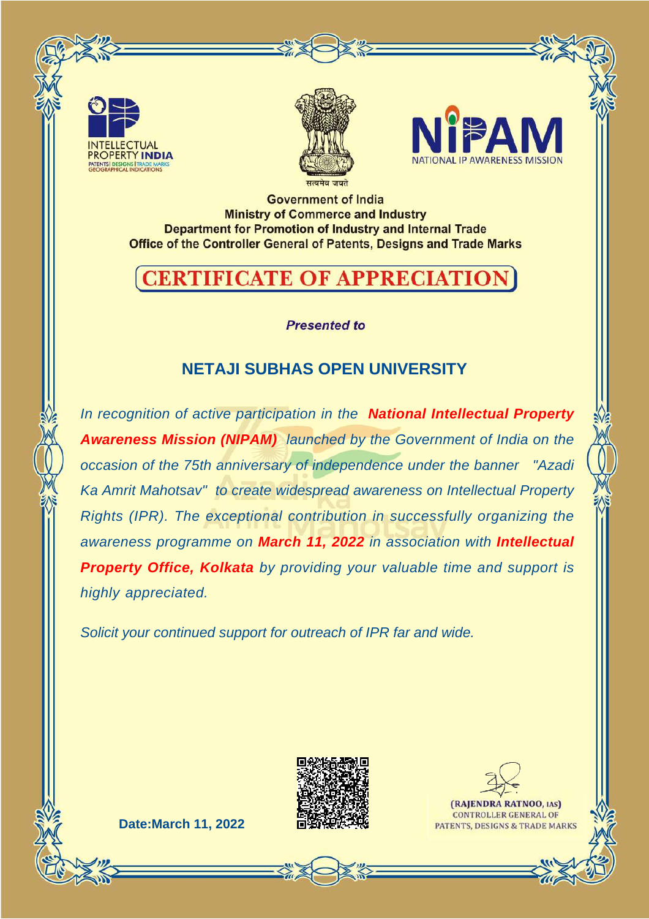INTELLECTUAL PROPERTY INDIA
PATENTS | DESIGNS | TRADE MARKS
GEOGRAPHICAL INDICATIONS

सत्यमेव जयते

NIPAM
NATIONAL IP AWARENESS MISSION

**Government of India**
**Ministry of Commerce and Industry**
**Department for Promotion of Industry and Internal Trade**
**Office of the Controller General of Patents, Designs and Trade Marks**

# CERTIFICATE OF APPRECIATION

***Presented to***

## NETAJI SUBHAS OPEN UNIVERSITY

*In recognition of active participation in the* ***National Intellectual Property Awareness Mission (NIPAM)*** *launched by the Government of India on the occasion of the 75th anniversary of independence under the banner "Azadi Ka Amrit Mahotsav" to create widespread awareness on Intellectual Property Rights (IPR). The exceptional contribution in successfully organizing the awareness programme on* ***March 11, 2022*** *in association with* ***Intellectual Property Office, Kolkata*** *by providing your valuable time and support is highly appreciated.*

*Solicit your continued support for outreach of IPR far and wide.*

**Date:March 11, 2022**

(RAJENDRA RATNOO, IAS)
CONTROLLER GENERAL OF
PATENTS, DESIGNS & TRADE MARKS